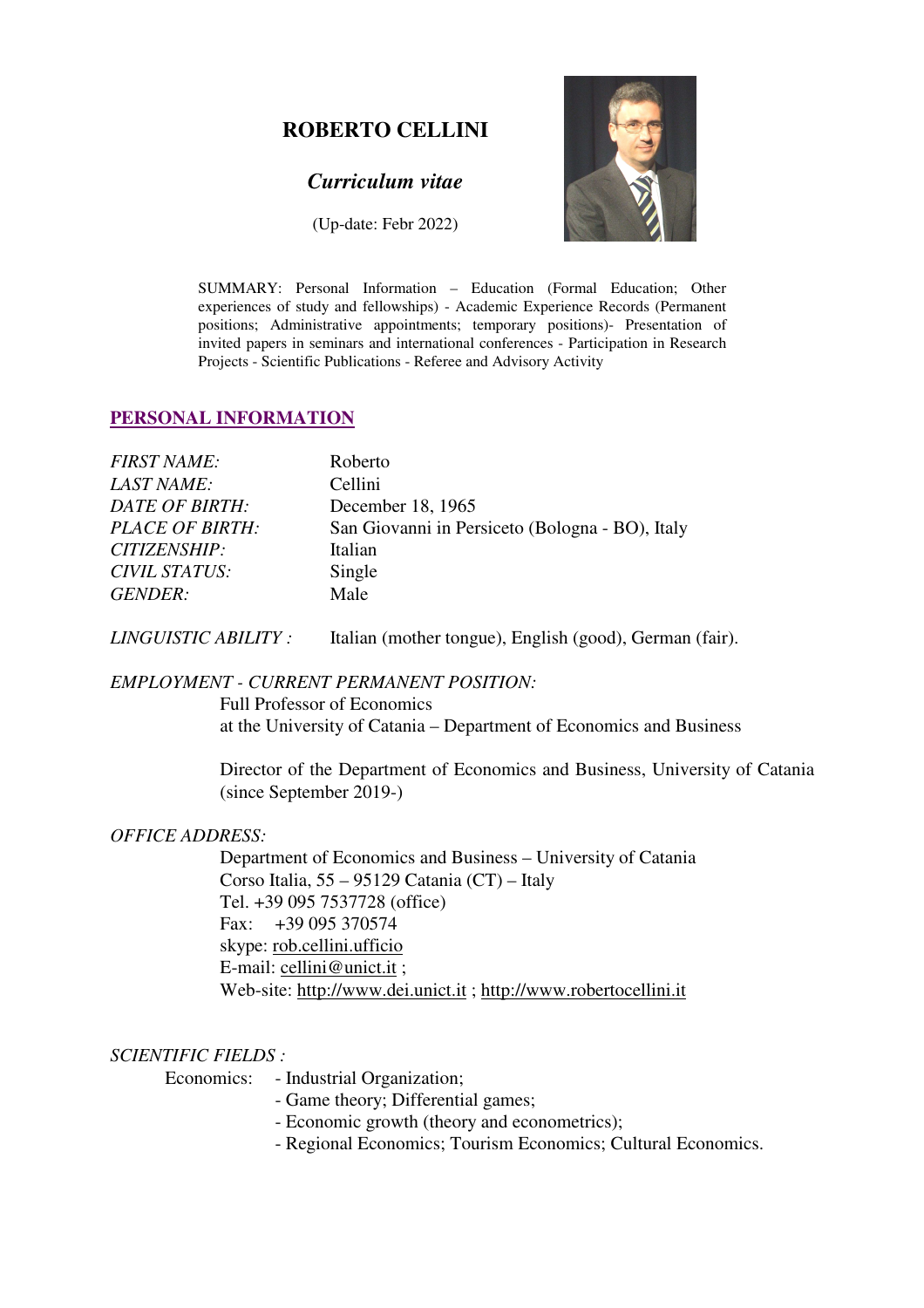# ROBERTO CELLINI

## *Curriculum vitae*

(Up-date: Febr 2022)

SUMMARY: Personal Information – Education (Formal Education; Other experiences of study and fellowships) - Academic Experience Records (Permanent positions; Administrative appointments; temporary positions)- Presentation of invited papers in seminars and international conferences - Participation in Research Projects - Scientific Publications - Referee and Advisory Activity

## PERSONAL INFORMATION

| | |
|---|---|
| *FIRST NAME:* | Roberto |
| *LAST NAME:* | Cellini |
| *DATE OF BIRTH:* | December 18, 1965 |
| *PLACE OF BIRTH:* | San Giovanni in Persiceto (Bologna - BO), Italy |
| *CITIZENSHIP:* | Italian |
| *CIVIL STATUS:* | Single |
| *GENDER:* | Male |

*LINGUISTIC ABILITY :* Italian (mother tongue), English (good), German (fair).

*EMPLOYMENT - CURRENT PERMANENT POSITION:*

Full Professor of Economics
at the University of Catania – Department of Economics and Business

Director of the Department of Economics and Business, University of Catania (since September 2019-)

*OFFICE ADDRESS:*

Department of Economics and Business – University of Catania
Corso Italia, 55 – 95129 Catania (CT) – Italy
Tel. +39 095 7537728 (office)
Fax: +39 095 370574
skype: rob.cellini.ufficio
E-mail: cellini@unict.it ;
Web-site: http://www.dei.unict.it ; http://www.robertocellini.it

*SCIENTIFIC FIELDS :*

Economics:
- Industrial Organization;
- Game theory; Differential games;
- Economic growth (theory and econometrics);
- Regional Economics; Tourism Economics; Cultural Economics.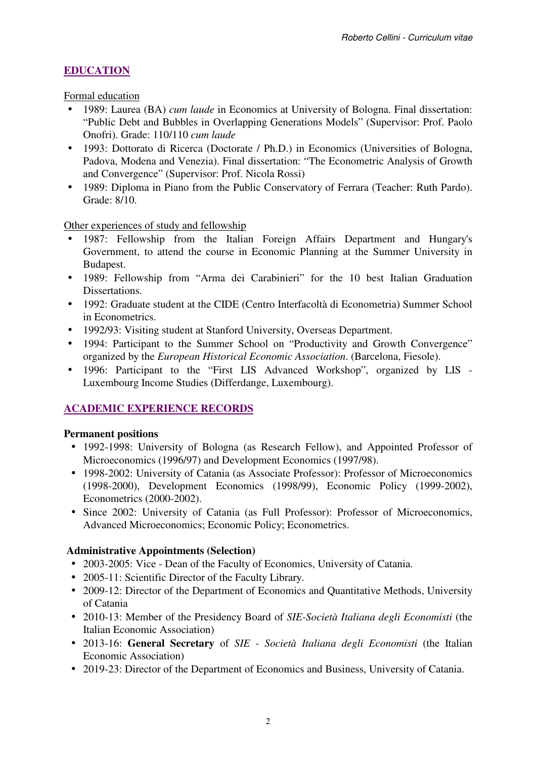## EDUCATION

Formal education

- 1989: Laurea (BA) *cum laude* in Economics at University of Bologna. Final dissertation: "Public Debt and Bubbles in Overlapping Generations Models" (Supervisor: Prof. Paolo Onofri). Grade: 110/110 *cum laude*
- 1993: Dottorato di Ricerca (Doctorate / Ph.D.) in Economics (Universities of Bologna, Padova, Modena and Venezia). Final dissertation: "The Econometric Analysis of Growth and Convergence" (Supervisor: Prof. Nicola Rossi)
- 1989: Diploma in Piano from the Public Conservatory of Ferrara (Teacher: Ruth Pardo). Grade: 8/10.

Other experiences of study and fellowship

- 1987: Fellowship from the Italian Foreign Affairs Department and Hungary's Government, to attend the course in Economic Planning at the Summer University in Budapest.
- 1989: Fellowship from "Arma dei Carabinieri" for the 10 best Italian Graduation Dissertations.
- 1992: Graduate student at the CIDE (Centro Interfacoltà di Econometria) Summer School in Econometrics.
- 1992/93: Visiting student at Stanford University, Overseas Department.
- 1994: Participant to the Summer School on "Productivity and Growth Convergence" organized by the *European Historical Economic Association*. (Barcelona, Fiesole).
- 1996: Participant to the "First LIS Advanced Workshop", organized by LIS - Luxembourg Income Studies (Differdange, Luxembourg).

## ACADEMIC EXPERIENCE RECORDS

**Permanent positions**

- 1992-1998: University of Bologna (as Research Fellow), and Appointed Professor of Microeconomics (1996/97) and Development Economics (1997/98).
- 1998-2002: University of Catania (as Associate Professor): Professor of Microeconomics (1998-2000), Development Economics (1998/99), Economic Policy (1999-2002), Econometrics (2000-2002).
- Since 2002: University of Catania (as Full Professor): Professor of Microeconomics, Advanced Microeconomics; Economic Policy; Econometrics.

**Administrative Appointments (Selection)**

- 2003-2005: Vice - Dean of the Faculty of Economics, University of Catania.
- 2005-11: Scientific Director of the Faculty Library.
- 2009-12: Director of the Department of Economics and Quantitative Methods, University of Catania
- 2010-13: Member of the Presidency Board of *SIE-Società Italiana degli Economisti* (the Italian Economic Association)
- 2013-16: **General Secretary** of *SIE - Società Italiana degli Economisti* (the Italian Economic Association)
- 2019-23: Director of the Department of Economics and Business, University of Catania.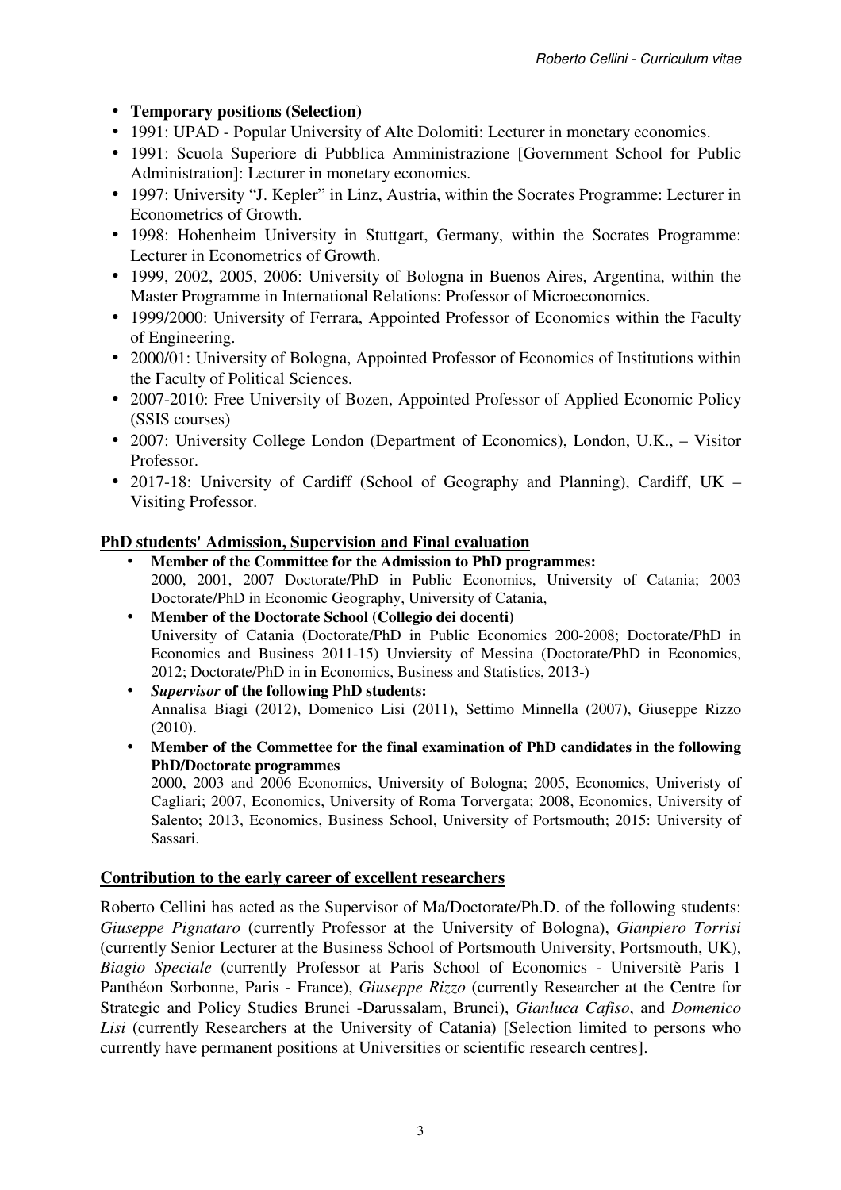- **Temporary positions (Selection)**
- 1991: UPAD - Popular University of Alte Dolomiti: Lecturer in monetary economics.
- 1991: Scuola Superiore di Pubblica Amministrazione [Government School for Public Administration]: Lecturer in monetary economics.
- 1997: University "J. Kepler" in Linz, Austria, within the Socrates Programme: Lecturer in Econometrics of Growth.
- 1998: Hohenheim University in Stuttgart, Germany, within the Socrates Programme: Lecturer in Econometrics of Growth.
- 1999, 2002, 2005, 2006: University of Bologna in Buenos Aires, Argentina, within the Master Programme in International Relations: Professor of Microeconomics.
- 1999/2000: University of Ferrara, Appointed Professor of Economics within the Faculty of Engineering.
- 2000/01: University of Bologna, Appointed Professor of Economics of Institutions within the Faculty of Political Sciences.
- 2007-2010: Free University of Bozen, Appointed Professor of Applied Economic Policy (SSIS courses)
- 2007: University College London (Department of Economics), London, U.K., – Visitor Professor.
- 2017-18: University of Cardiff (School of Geography and Planning), Cardiff, UK – Visiting Professor.

## PhD students' Admission, Supervision and Final evaluation

- **Member of the Committee for the Admission to PhD programmes:**
  2000, 2001, 2007 Doctorate/PhD in Public Economics, University of Catania; 2003 Doctorate/PhD in Economic Geography, University of Catania,
- **Member of the Doctorate School (Collegio dei docenti)**
  University of Catania (Doctorate/PhD in Public Economics 200-2008; Doctorate/PhD in Economics and Business 2011-15) Unviersity of Messina (Doctorate/PhD in Economics, 2012; Doctorate/PhD in in Economics, Business and Statistics, 2013-)
- ***Supervisor* of the following PhD students:**
  Annalisa Biagi (2012), Domenico Lisi (2011), Settimo Minnella (2007), Giuseppe Rizzo (2010).
- **Member of the Commettee for the final examination of PhD candidates in the following PhD/Doctorate programmes**
  2000, 2003 and 2006 Economics, University of Bologna; 2005, Economics, Univeristy of Cagliari; 2007, Economics, University of Roma Torvergata; 2008, Economics, University of Salento; 2013, Economics, Business School, University of Portsmouth; 2015: University of Sassari.

## Contribution to the early career of excellent researchers

Roberto Cellini has acted as the Supervisor of Ma/Doctorate/Ph.D. of the following students: *Giuseppe Pignataro* (currently Professor at the University of Bologna), *Gianpiero Torrisi* (currently Senior Lecturer at the Business School of Portsmouth University, Portsmouth, UK), *Biagio Speciale* (currently Professor at Paris School of Economics - Universitè Paris 1 Panthéon Sorbonne, Paris - France), *Giuseppe Rizzo* (currently Researcher at the Centre for Strategic and Policy Studies Brunei -Darussalam, Brunei), *Gianluca Cafiso*, and *Domenico Lisi* (currently Researchers at the University of Catania) [Selection limited to persons who currently have permanent positions at Universities or scientific research centres].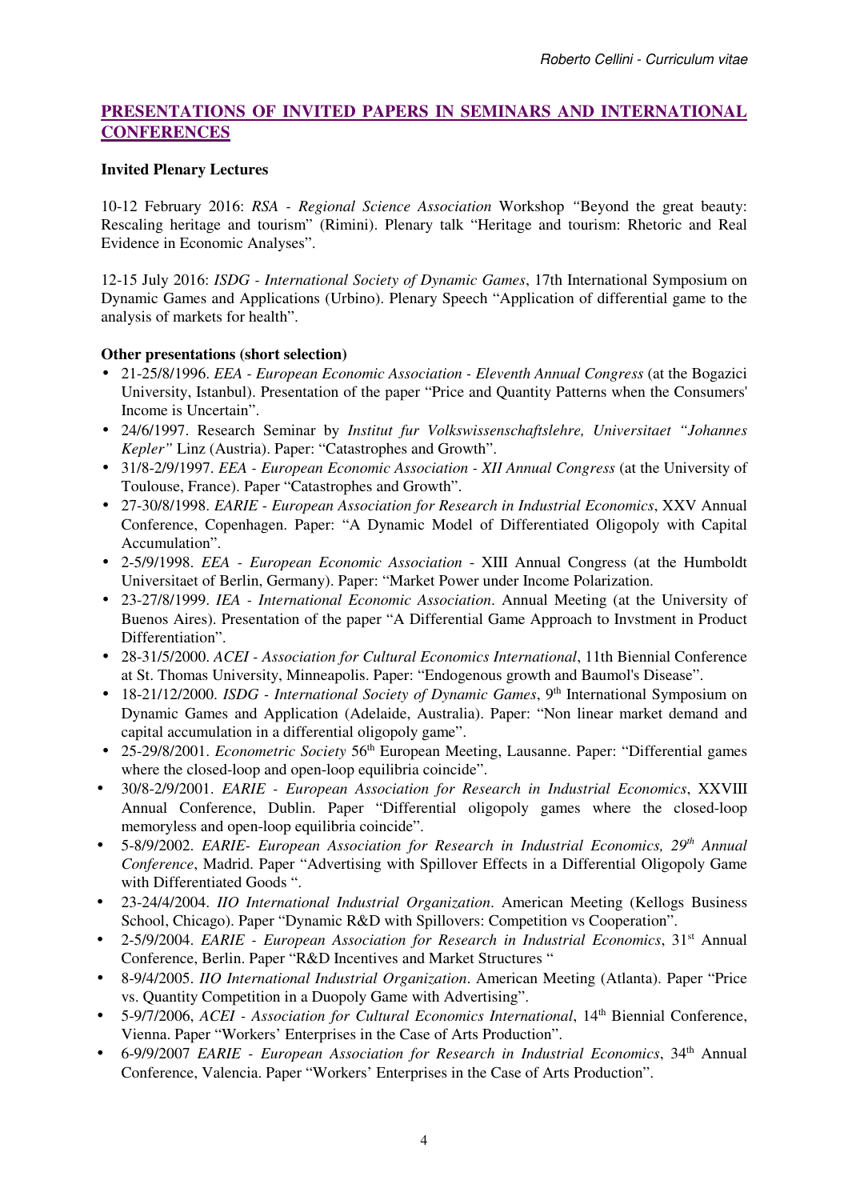## PRESENTATIONS OF INVITED PAPERS IN SEMINARS AND INTERNATIONAL CONFERENCES

**Invited Plenary Lectures**

10-12 February 2016: *RSA - Regional Science Association* Workshop *"*Beyond the great beauty: Rescaling heritage and tourism" (Rimini). Plenary talk "Heritage and tourism: Rhetoric and Real Evidence in Economic Analyses".

12-15 July 2016: *ISDG - International Society of Dynamic Games*, 17th International Symposium on Dynamic Games and Applications (Urbino). Plenary Speech "Application of differential game to the analysis of markets for health".

**Other presentations (short selection)**

- 21-25/8/1996. *EEA - European Economic Association - Eleventh Annual Congress* (at the Bogazici University, Istanbul). Presentation of the paper "Price and Quantity Patterns when the Consumers' Income is Uncertain".
- 24/6/1997. Research Seminar by *Institut fur Volkswissenschaftslehre, Universitaet "Johannes Kepler"* Linz (Austria). Paper: "Catastrophes and Growth".
- 31/8-2/9/1997. *EEA - European Economic Association - XII Annual Congress* (at the University of Toulouse, France). Paper "Catastrophes and Growth".
- 27-30/8/1998. *EARIE - European Association for Research in Industrial Economics*, XXV Annual Conference, Copenhagen. Paper: "A Dynamic Model of Differentiated Oligopoly with Capital Accumulation".
- 2-5/9/1998. *EEA - European Economic Association* - XIII Annual Congress (at the Humboldt Universitaet of Berlin, Germany). Paper: "Market Power under Income Polarization.
- 23-27/8/1999. *IEA - International Economic Association*. Annual Meeting (at the University of Buenos Aires). Presentation of the paper "A Differential Game Approach to Invstment in Product Differentiation".
- 28-31/5/2000. *ACEI - Association for Cultural Economics International*, 11th Biennial Conference at St. Thomas University, Minneapolis. Paper: "Endogenous growth and Baumol's Disease".
- 18-21/12/2000. *ISDG - International Society of Dynamic Games*, 9th International Symposium on Dynamic Games and Application (Adelaide, Australia). Paper: "Non linear market demand and capital accumulation in a differential oligopoly game".
- 25-29/8/2001. *Econometric Society* 56th European Meeting, Lausanne. Paper: "Differential games where the closed-loop and open-loop equilibria coincide".
- 30/8-2/9/2001. *EARIE - European Association for Research in Industrial Economics*, XXVIII Annual Conference, Dublin. Paper "Differential oligopoly games where the closed-loop memoryless and open-loop equilibria coincide".
- 5-8/9/2002. *EARIE- European Association for Research in Industrial Economics, 29th Annual Conference*, Madrid. Paper "Advertising with Spillover Effects in a Differential Oligopoly Game with Differentiated Goods ".
- 23-24/4/2004. *IIO International Industrial Organization*. American Meeting (Kellogs Business School, Chicago). Paper "Dynamic R&D with Spillovers: Competition vs Cooperation".
- 2-5/9/2004. *EARIE - European Association for Research in Industrial Economics*, 31st Annual Conference, Berlin. Paper "R&D Incentives and Market Structures "
- 8-9/4/2005. *IIO International Industrial Organization*. American Meeting (Atlanta). Paper "Price vs. Quantity Competition in a Duopoly Game with Advertising".
- 5-9/7/2006, *ACEI - Association for Cultural Economics International*, 14th Biennial Conference, Vienna. Paper "Workers' Enterprises in the Case of Arts Production".
- 6-9/9/2007 *EARIE - European Association for Research in Industrial Economics*, 34th Annual Conference, Valencia. Paper "Workers' Enterprises in the Case of Arts Production".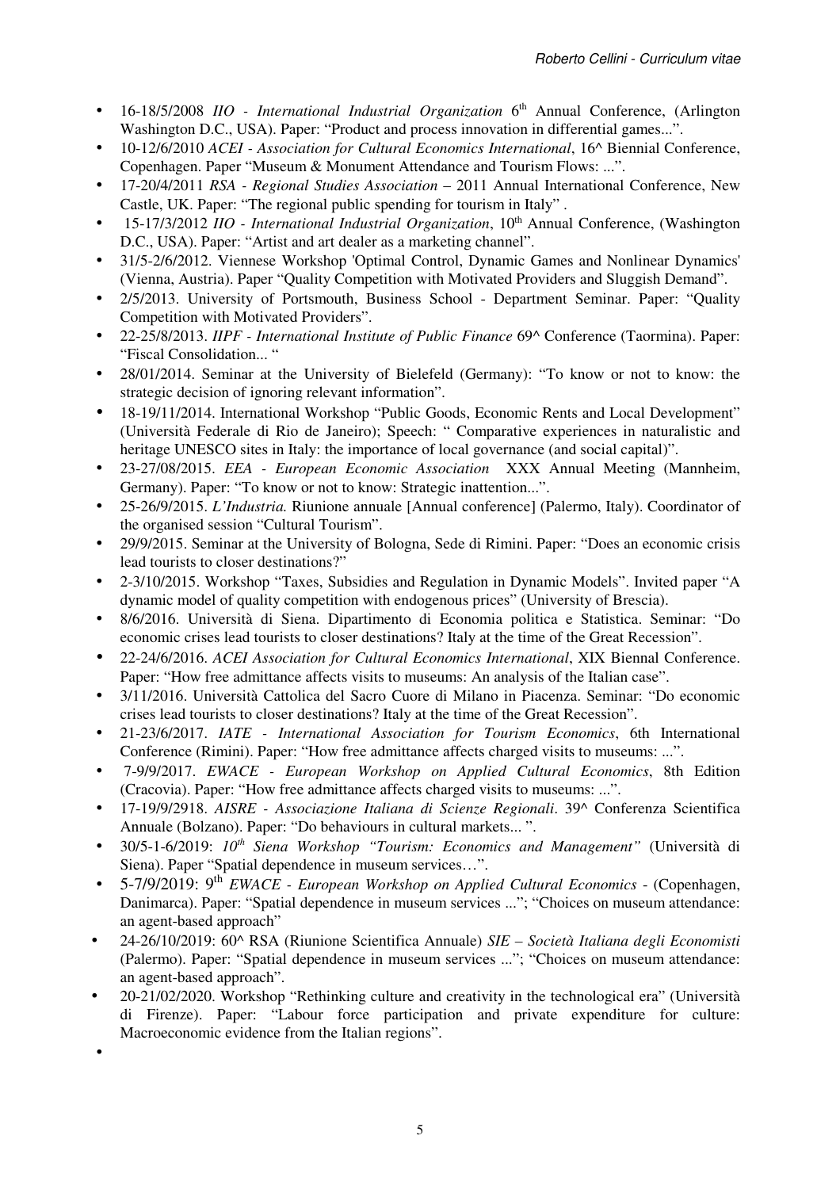- 16-18/5/2008 *IIO - International Industrial Organization* 6th Annual Conference, (Arlington Washington D.C., USA). Paper: "Product and process innovation in differential games...".
- 10-12/6/2010 *ACEI - Association for Cultural Economics International*, 16^ Biennial Conference, Copenhagen. Paper "Museum & Monument Attendance and Tourism Flows: ...".
- 17-20/4/2011 *RSA - Regional Studies Association* – 2011 Annual International Conference, New Castle, UK. Paper: "The regional public spending for tourism in Italy" .
- 15-17/3/2012 *IIO - International Industrial Organization*, 10th Annual Conference, (Washington D.C., USA). Paper: "Artist and art dealer as a marketing channel".
- 31/5-2/6/2012. Viennese Workshop 'Optimal Control, Dynamic Games and Nonlinear Dynamics' (Vienna, Austria). Paper "Quality Competition with Motivated Providers and Sluggish Demand".
- 2/5/2013. University of Portsmouth, Business School - Department Seminar. Paper: "Quality Competition with Motivated Providers".
- 22-25/8/2013. *IIPF - International Institute of Public Finance* 69^ Conference (Taormina). Paper: "Fiscal Consolidation... "
- 28/01/2014. Seminar at the University of Bielefeld (Germany): "To know or not to know: the strategic decision of ignoring relevant information".
- 18-19/11/2014. International Workshop "Public Goods, Economic Rents and Local Development" (Università Federale di Rio de Janeiro); Speech: " Comparative experiences in naturalistic and heritage UNESCO sites in Italy: the importance of local governance (and social capital)".
- 23-27/08/2015. *EEA - European Economic Association* XXX Annual Meeting (Mannheim, Germany). Paper: "To know or not to know: Strategic inattention...".
- 25-26/9/2015. *L'Industria.* Riunione annuale [Annual conference] (Palermo, Italy). Coordinator of the organised session "Cultural Tourism".
- 29/9/2015. Seminar at the University of Bologna, Sede di Rimini. Paper: "Does an economic crisis lead tourists to closer destinations?"
- 2-3/10/2015. Workshop "Taxes, Subsidies and Regulation in Dynamic Models". Invited paper "A dynamic model of quality competition with endogenous prices" (University of Brescia).
- 8/6/2016. Università di Siena. Dipartimento di Economia politica e Statistica. Seminar: "Do economic crises lead tourists to closer destinations? Italy at the time of the Great Recession".
- 22-24/6/2016. *ACEI Association for Cultural Economics International*, XIX Biennal Conference. Paper: "How free admittance affects visits to museums: An analysis of the Italian case".
- 3/11/2016. Università Cattolica del Sacro Cuore di Milano in Piacenza. Seminar: "Do economic crises lead tourists to closer destinations? Italy at the time of the Great Recession".
- 21-23/6/2017. *IATE - International Association for Tourism Economics*, 6th International Conference (Rimini). Paper: "How free admittance affects charged visits to museums: ...".
- 7-9/9/2017. *EWACE - European Workshop on Applied Cultural Economics*, 8th Edition (Cracovia). Paper: "How free admittance affects charged visits to museums: ...".
- 17-19/9/2918. *AISRE - Associazione Italiana di Scienze Regionali*. 39^ Conferenza Scientifica Annuale (Bolzano). Paper: "Do behaviours in cultural markets... ".
- 30/5-1-6/2019: *10th Siena Workshop "Tourism: Economics and Management"* (Università di Siena). Paper "Spatial dependence in museum services…".
- 5-7/9/2019: 9th *EWACE - European Workshop on Applied Cultural Economics* - (Copenhagen, Danimarca). Paper: "Spatial dependence in museum services ..."; "Choices on museum attendance: an agent-based approach"
- 24-26/10/2019: 60^ RSA (Riunione Scientifica Annuale) *SIE – Società Italiana degli Economisti* (Palermo). Paper: "Spatial dependence in museum services ..."; "Choices on museum attendance: an agent-based approach".
- 20-21/02/2020. Workshop "Rethinking culture and creativity in the technological era" (Università di Firenze). Paper: "Labour force participation and private expenditure for culture: Macroeconomic evidence from the Italian regions".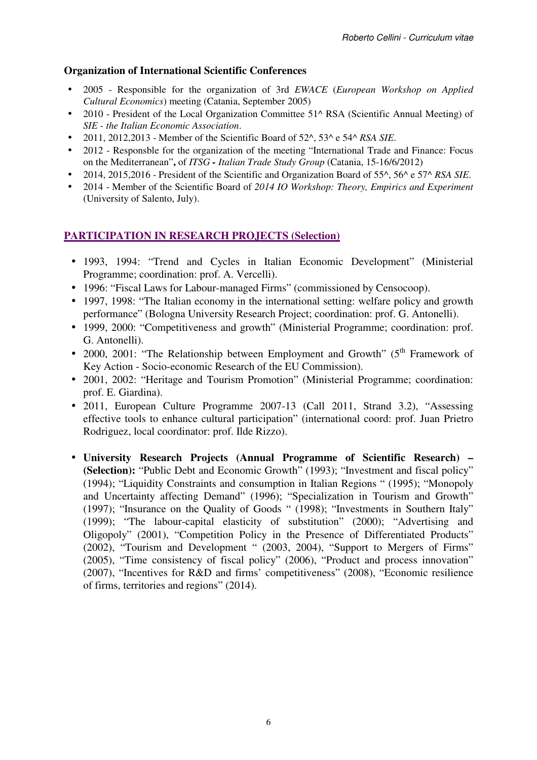**Organization of International Scientific Conferences**

- 2005 - Responsible for the organization of 3rd *EWACE* (*European Workshop on Applied Cultural Economics*) meeting (Catania, September 2005)
- 2010 - President of the Local Organization Committee 51^ RSA (Scientific Annual Meeting) of *SIE - the Italian Economic Association*.
- 2011, 2012,2013 - Member of the Scientific Board of 52^, 53^ e 54^ *RSA SIE*.
- 2012 - Responsble for the organization of the meeting "International Trade and Finance: Focus on the Mediterranean", of *ITSG - Italian Trade Study Group* (Catania, 15-16/6/2012)
- 2014, 2015,2016 - President of the Scientific and Organization Board of 55^, 56^ e 57^ *RSA SIE.*
- 2014 - Member of the Scientific Board of *2014 IO Workshop: Theory, Empirics and Experiment* (University of Salento, July).

## PARTICIPATION IN RESEARCH PROJECTS (Selection)

- 1993, 1994: "Trend and Cycles in Italian Economic Development" (Ministerial Programme; coordination: prof. A. Vercelli).
- 1996: "Fiscal Laws for Labour-managed Firms" (commissioned by Censocoop).
- 1997, 1998: "The Italian economy in the international setting: welfare policy and growth performance" (Bologna University Research Project; coordination: prof. G. Antonelli).
- 1999, 2000: "Competitiveness and growth" (Ministerial Programme; coordination: prof. G. Antonelli).
- 2000, 2001: "The Relationship between Employment and Growth" (5th Framework of Key Action - Socio-economic Research of the EU Commission).
- 2001, 2002: "Heritage and Tourism Promotion" (Ministerial Programme; coordination: prof. E. Giardina).
- 2011, European Culture Programme 2007-13 (Call 2011, Strand 3.2), "Assessing effective tools to enhance cultural participation" (international coord: prof. Juan Prietro Rodriguez, local coordinator: prof. Ilde Rizzo).
- **University Research Projects (Annual Programme of Scientific Research) – (Selection):** "Public Debt and Economic Growth" (1993); "Investment and fiscal policy" (1994); "Liquidity Constraints and consumption in Italian Regions " (1995); "Monopoly and Uncertainty affecting Demand" (1996); "Specialization in Tourism and Growth" (1997); "Insurance on the Quality of Goods " (1998); "Investments in Southern Italy" (1999); "The labour-capital elasticity of substitution" (2000); "Advertising and Oligopoly" (2001), "Competition Policy in the Presence of Differentiated Products" (2002), "Tourism and Development " (2003, 2004), "Support to Mergers of Firms" (2005), "Time consistency of fiscal policy" (2006), "Product and process innovation" (2007), "Incentives for R&D and firms' competitiveness" (2008), "Economic resilience of firms, territories and regions" (2014).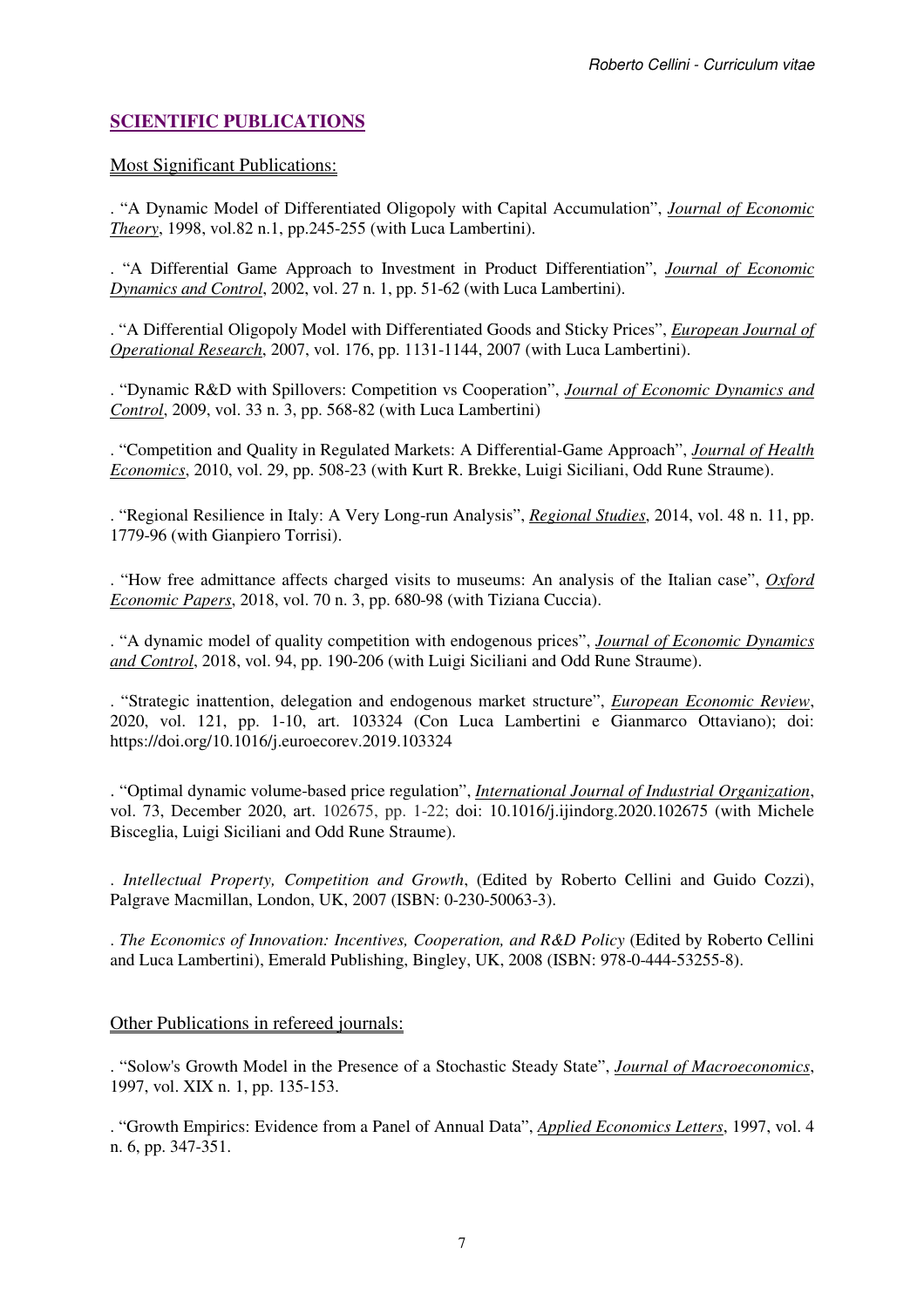## SCIENTIFIC PUBLICATIONS

### Most Significant Publications:

. "A Dynamic Model of Differentiated Oligopoly with Capital Accumulation", *Journal of Economic Theory*, 1998, vol.82 n.1, pp.245-255 (with Luca Lambertini).

. "A Differential Game Approach to Investment in Product Differentiation", *Journal of Economic Dynamics and Control*, 2002, vol. 27 n. 1, pp. 51-62 (with Luca Lambertini).

. "A Differential Oligopoly Model with Differentiated Goods and Sticky Prices", *European Journal of Operational Research*, 2007, vol. 176, pp. 1131-1144, 2007 (with Luca Lambertini).

. "Dynamic R&D with Spillovers: Competition vs Cooperation", *Journal of Economic Dynamics and Control*, 2009, vol. 33 n. 3, pp. 568-82 (with Luca Lambertini)

. "Competition and Quality in Regulated Markets: A Differential-Game Approach", *Journal of Health Economics*, 2010, vol. 29, pp. 508-23 (with Kurt R. Brekke, Luigi Siciliani, Odd Rune Straume).

. "Regional Resilience in Italy: A Very Long-run Analysis", *Regional Studies*, 2014, vol. 48 n. 11, pp. 1779-96 (with Gianpiero Torrisi).

. "How free admittance affects charged visits to museums: An analysis of the Italian case", *Oxford Economic Papers*, 2018, vol. 70 n. 3, pp. 680-98 (with Tiziana Cuccia).

. "A dynamic model of quality competition with endogenous prices", *Journal of Economic Dynamics and Control*, 2018, vol. 94, pp. 190-206 (with Luigi Siciliani and Odd Rune Straume).

. "Strategic inattention, delegation and endogenous market structure", *European Economic Review*, 2020, vol. 121, pp. 1-10, art. 103324 (Con Luca Lambertini e Gianmarco Ottaviano); doi: https://doi.org/10.1016/j.euroecorev.2019.103324

. "Optimal dynamic volume-based price regulation", *International Journal of Industrial Organization*, vol. 73, December 2020, art. 102675, pp. 1-22; doi: 10.1016/j.ijindorg.2020.102675 (with Michele Bisceglia, Luigi Siciliani and Odd Rune Straume).

. *Intellectual Property, Competition and Growth*, (Edited by Roberto Cellini and Guido Cozzi), Palgrave Macmillan, London, UK, 2007 (ISBN: 0-230-50063-3).

. *The Economics of Innovation: Incentives, Cooperation, and R&D Policy* (Edited by Roberto Cellini and Luca Lambertini), Emerald Publishing, Bingley, UK, 2008 (ISBN: 978-0-444-53255-8).

### Other Publications in refereed journals:

. "Solow's Growth Model in the Presence of a Stochastic Steady State", *Journal of Macroeconomics*, 1997, vol. XIX n. 1, pp. 135-153.

. "Growth Empirics: Evidence from a Panel of Annual Data", *Applied Economics Letters*, 1997, vol. 4 n. 6, pp. 347-351.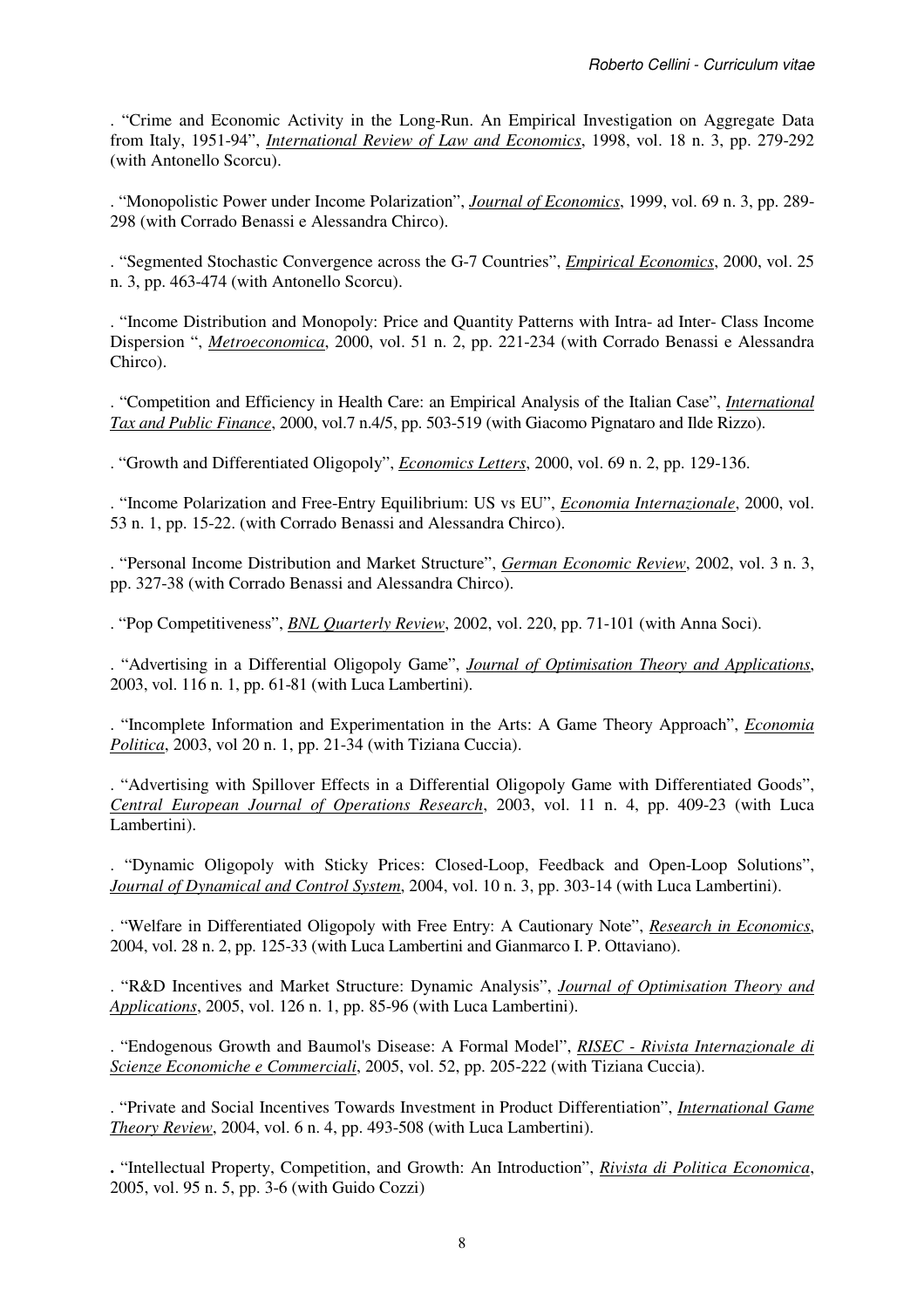. "Crime and Economic Activity in the Long-Run. An Empirical Investigation on Aggregate Data from Italy, 1951-94", *International Review of Law and Economics*, 1998, vol. 18 n. 3, pp. 279-292 (with Antonello Scorcu).

. "Monopolistic Power under Income Polarization", *Journal of Economics*, 1999, vol. 69 n. 3, pp. 289-298 (with Corrado Benassi e Alessandra Chirco).

. "Segmented Stochastic Convergence across the G-7 Countries", *Empirical Economics*, 2000, vol. 25 n. 3, pp. 463-474 (with Antonello Scorcu).

. "Income Distribution and Monopoly: Price and Quantity Patterns with Intra- ad Inter- Class Income Dispersion ", *Metroeconomica*, 2000, vol. 51 n. 2, pp. 221-234 (with Corrado Benassi e Alessandra Chirco).

. "Competition and Efficiency in Health Care: an Empirical Analysis of the Italian Case", *International Tax and Public Finance*, 2000, vol.7 n.4/5, pp. 503-519 (with Giacomo Pignataro and Ilde Rizzo).

. "Growth and Differentiated Oligopoly", *Economics Letters*, 2000, vol. 69 n. 2, pp. 129-136.

. "Income Polarization and Free-Entry Equilibrium: US vs EU", *Economia Internazionale*, 2000, vol. 53 n. 1, pp. 15-22. (with Corrado Benassi and Alessandra Chirco).

. "Personal Income Distribution and Market Structure", *German Economic Review*, 2002, vol. 3 n. 3, pp. 327-38 (with Corrado Benassi and Alessandra Chirco).

. "Pop Competitiveness", *BNL Quarterly Review*, 2002, vol. 220, pp. 71-101 (with Anna Soci).

. "Advertising in a Differential Oligopoly Game", *Journal of Optimisation Theory and Applications*, 2003, vol. 116 n. 1, pp. 61-81 (with Luca Lambertini).

. "Incomplete Information and Experimentation in the Arts: A Game Theory Approach", *Economia Politica*, 2003, vol 20 n. 1, pp. 21-34 (with Tiziana Cuccia).

. "Advertising with Spillover Effects in a Differential Oligopoly Game with Differentiated Goods", *Central European Journal of Operations Research*, 2003, vol. 11 n. 4, pp. 409-23 (with Luca Lambertini).

. "Dynamic Oligopoly with Sticky Prices: Closed-Loop, Feedback and Open-Loop Solutions", *Journal of Dynamical and Control System*, 2004, vol. 10 n. 3, pp. 303-14 (with Luca Lambertini).

. "Welfare in Differentiated Oligopoly with Free Entry: A Cautionary Note", *Research in Economics*, 2004, vol. 28 n. 2, pp. 125-33 (with Luca Lambertini and Gianmarco I. P. Ottaviano).

. "R&D Incentives and Market Structure: Dynamic Analysis", *Journal of Optimisation Theory and Applications*, 2005, vol. 126 n. 1, pp. 85-96 (with Luca Lambertini).

. "Endogenous Growth and Baumol's Disease: A Formal Model", *RISEC - Rivista Internazionale di Scienze Economiche e Commerciali*, 2005, vol. 52, pp. 205-222 (with Tiziana Cuccia).

. "Private and Social Incentives Towards Investment in Product Differentiation", *International Game Theory Review*, 2004, vol. 6 n. 4, pp. 493-508 (with Luca Lambertini).

**.** "Intellectual Property, Competition, and Growth: An Introduction", *Rivista di Politica Economica*, 2005, vol. 95 n. 5, pp. 3-6 (with Guido Cozzi)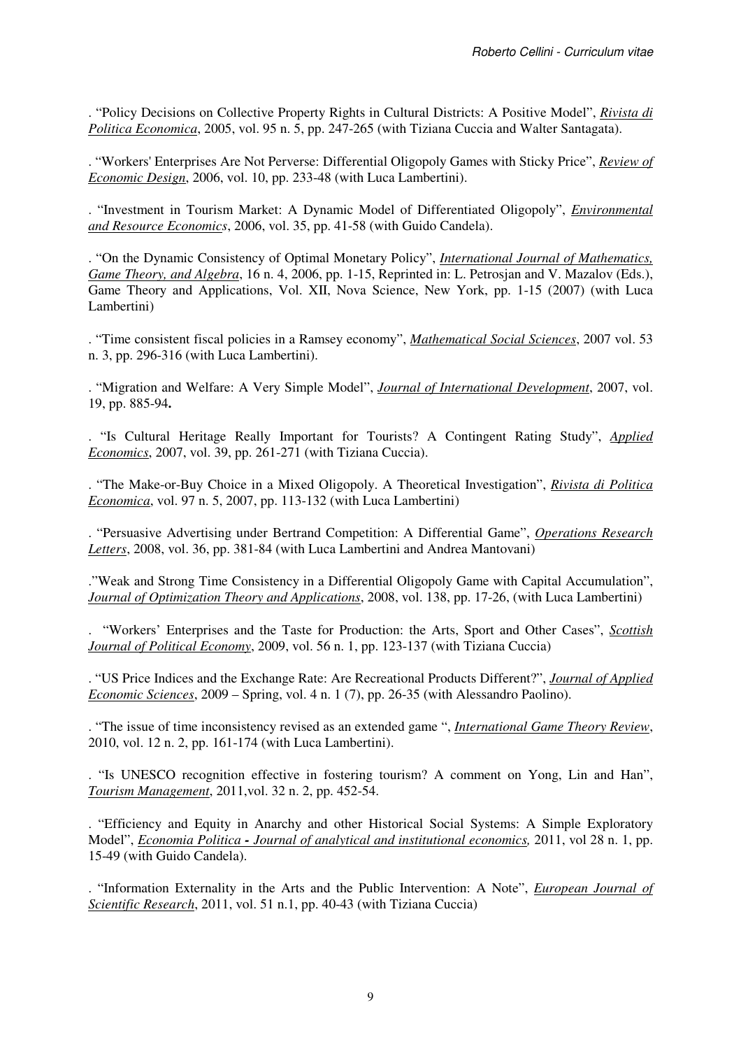. “Policy Decisions on Collective Property Rights in Cultural Districts: A Positive Model”, *Rivista di Politica Economica*, 2005, vol. 95 n. 5, pp. 247-265 (with Tiziana Cuccia and Walter Santagata).

. “Workers' Enterprises Are Not Perverse: Differential Oligopoly Games with Sticky Price”, *Review of Economic Design*, 2006, vol. 10, pp. 233-48 (with Luca Lambertini).

. “Investment in Tourism Market: A Dynamic Model of Differentiated Oligopoly”, *Environmental and Resource Economics*, 2006, vol. 35, pp. 41-58 (with Guido Candela).

. “On the Dynamic Consistency of Optimal Monetary Policy”, *International Journal of Mathematics, Game Theory, and Algebra*, 16 n. 4, 2006, pp. 1-15, Reprinted in: L. Petrosjan and V. Mazalov (Eds.), Game Theory and Applications, Vol. XII, Nova Science, New York, pp. 1-15 (2007) (with Luca Lambertini)

. “Time consistent fiscal policies in a Ramsey economy”, *Mathematical Social Sciences*, 2007 vol. 53 n. 3, pp. 296-316 (with Luca Lambertini).

. “Migration and Welfare: A Very Simple Model”, *Journal of International Development*, 2007, vol. 19, pp. 885-94**.**

. “Is Cultural Heritage Really Important for Tourists? A Contingent Rating Study”, *Applied Economics*, 2007, vol. 39, pp. 261-271 (with Tiziana Cuccia).

. “The Make-or-Buy Choice in a Mixed Oligopoly. A Theoretical Investigation”, *Rivista di Politica Economica*, vol. 97 n. 5, 2007, pp. 113-132 (with Luca Lambertini)

. “Persuasive Advertising under Bertrand Competition: A Differential Game”, *Operations Research Letters*, 2008, vol. 36, pp. 381-84 (with Luca Lambertini and Andrea Mantovani)

.”Weak and Strong Time Consistency in a Differential Oligopoly Game with Capital Accumulation”, *Journal of Optimization Theory and Applications*, 2008, vol. 138, pp. 17-26, (with Luca Lambertini)

. “Workers’ Enterprises and the Taste for Production: the Arts, Sport and Other Cases”, *Scottish Journal of Political Economy*, 2009, vol. 56 n. 1, pp. 123-137 (with Tiziana Cuccia)

. “US Price Indices and the Exchange Rate: Are Recreational Products Different?”, *Journal of Applied Economic Sciences*, 2009 – Spring, vol. 4 n. 1 (7), pp. 26-35 (with Alessandro Paolino).

. “The issue of time inconsistency revised as an extended game “, *International Game Theory Review*, 2010, vol. 12 n. 2, pp. 161-174 (with Luca Lambertini).

. “Is UNESCO recognition effective in fostering tourism? A comment on Yong, Lin and Han”, *Tourism Management*, 2011,vol. 32 n. 2, pp. 452-54.

. “Efficiency and Equity in Anarchy and other Historical Social Systems: A Simple Exploratory Model”, *Economia Politica - Journal of analytical and institutional economics,* 2011, vol 28 n. 1, pp. 15-49 (with Guido Candela).

. “Information Externality in the Arts and the Public Intervention: A Note”, *European Journal of Scientific Research*, 2011, vol. 51 n.1, pp. 40-43 (with Tiziana Cuccia)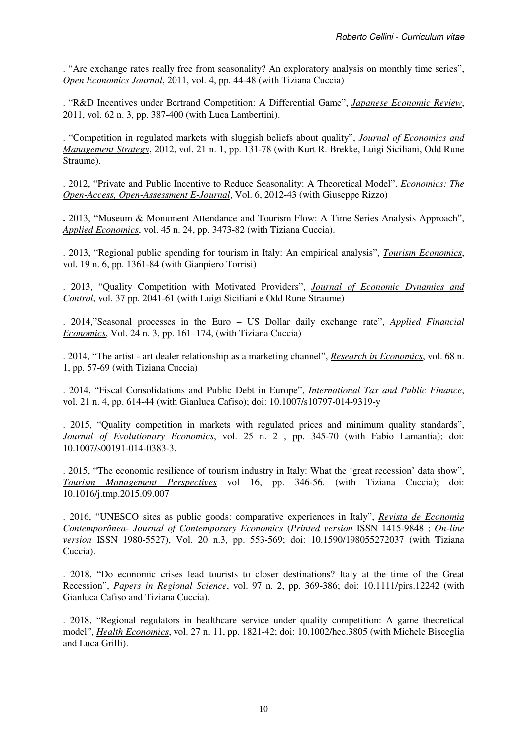. "Are exchange rates really free from seasonality? An exploratory analysis on monthly time series", *Open Economics Journal*, 2011, vol. 4, pp. 44-48 (with Tiziana Cuccia)

. "R&D Incentives under Bertrand Competition: A Differential Game", *Japanese Economic Review*, 2011, vol. 62 n. 3, pp. 387-400 (with Luca Lambertini).

. "Competition in regulated markets with sluggish beliefs about quality", *Journal of Economics and Management Strategy*, 2012, vol. 21 n. 1, pp. 131-78 (with Kurt R. Brekke, Luigi Siciliani, Odd Rune Straume).

. 2012, "Private and Public Incentive to Reduce Seasonality: A Theoretical Model", *Economics: The Open-Access, Open-Assessment E-Journal*, Vol. 6, 2012-43 (with Giuseppe Rizzo)

**.** 2013, "Museum & Monument Attendance and Tourism Flow: A Time Series Analysis Approach", *Applied Economics*, vol. 45 n. 24, pp. 3473-82 (with Tiziana Cuccia).

. 2013, "Regional public spending for tourism in Italy: An empirical analysis", *Tourism Economics*, vol. 19 n. 6, pp. 1361-84 (with Gianpiero Torrisi)

. 2013, "Quality Competition with Motivated Providers", *Journal of Economic Dynamics and Control*, vol. 37 pp. 2041-61 (with Luigi Siciliani e Odd Rune Straume)

. 2014,"Seasonal processes in the Euro – US Dollar daily exchange rate", *Applied Financial Economics*, Vol. 24 n. 3, pp. 161–174, (with Tiziana Cuccia)

. 2014, "The artist - art dealer relationship as a marketing channel", *Research in Economics*, vol. 68 n. 1, pp. 57-69 (with Tiziana Cuccia)

. 2014, "Fiscal Consolidations and Public Debt in Europe", *International Tax and Public Finance*, vol. 21 n. 4, pp. 614-44 (with Gianluca Cafiso); doi: 10.1007/s10797-014-9319-y

. 2015, "Quality competition in markets with regulated prices and minimum quality standards", *Journal of Evolutionary Economics*, vol. 25 n. 2 , pp. 345-70 (with Fabio Lamantia); doi: 10.1007/s00191-014-0383-3.

. 2015, "The economic resilience of tourism industry in Italy: What the 'great recession' data show", *Tourism Management Perspectives* vol 16, pp. 346-56. (with Tiziana Cuccia); doi: 10.1016/j.tmp.2015.09.007

. 2016, "UNESCO sites as public goods: comparative experiences in Italy", *Revista de Economia Contemporânea- Journal of Contemporary Economics* (*Printed version* ISSN 1415-9848 ; *On-line version* ISSN 1980-5527), Vol. 20 n.3, pp. 553-569; doi: 10.1590/198055272037 (with Tiziana Cuccia).

. 2018, "Do economic crises lead tourists to closer destinations? Italy at the time of the Great Recession", *Papers in Regional Science*, vol. 97 n. 2, pp. 369-386; doi: 10.1111/pirs.12242 (with Gianluca Cafiso and Tiziana Cuccia).

. 2018, "Regional regulators in healthcare service under quality competition: A game theoretical model", *Health Economics*, vol. 27 n. 11, pp. 1821-42; doi: 10.1002/hec.3805 (with Michele Bisceglia and Luca Grilli).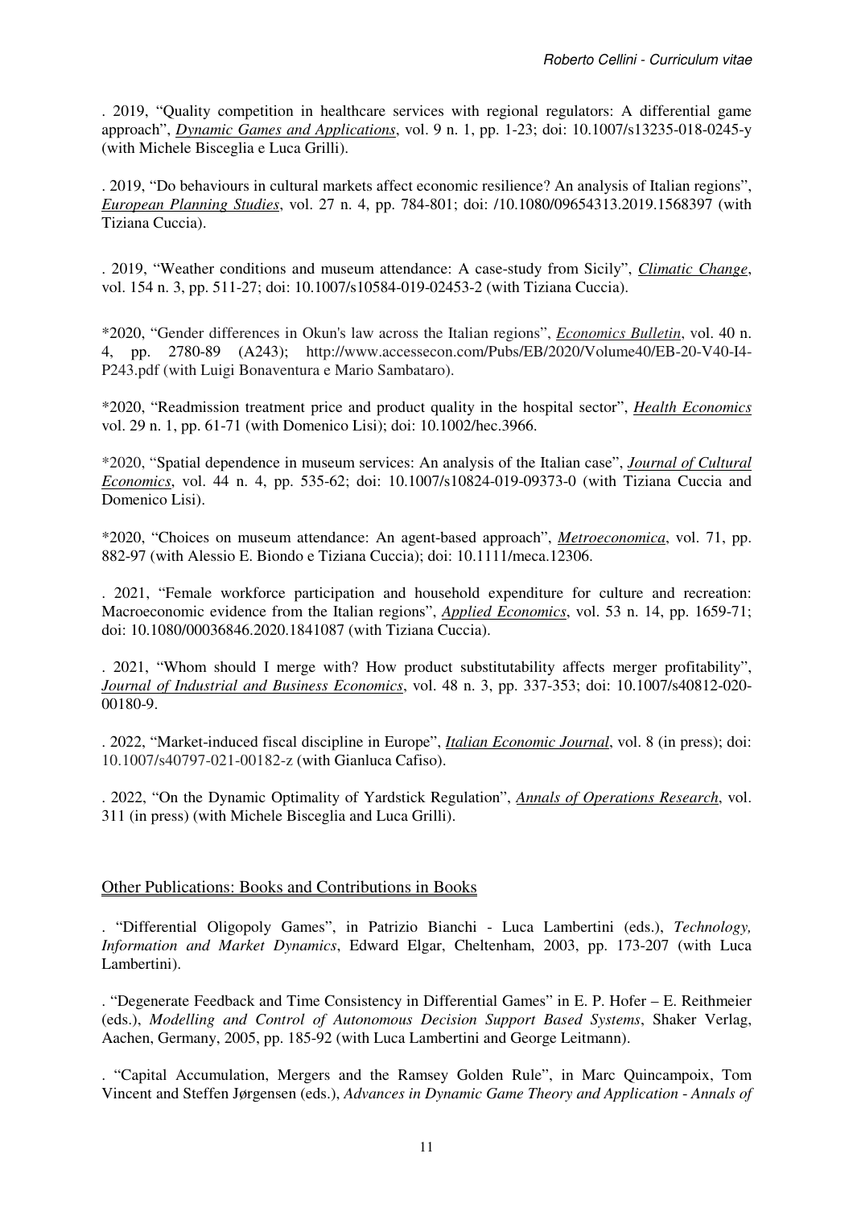. 2019, "Quality competition in healthcare services with regional regulators: A differential game approach", *Dynamic Games and Applications*, vol. 9 n. 1, pp. 1-23; doi: 10.1007/s13235-018-0245-y (with Michele Bisceglia e Luca Grilli).

. 2019, "Do behaviours in cultural markets affect economic resilience? An analysis of Italian regions", *European Planning Studies*, vol. 27 n. 4, pp. 784-801; doi: /10.1080/09654313.2019.1568397 (with Tiziana Cuccia).

. 2019, "Weather conditions and museum attendance: A case-study from Sicily", *Climatic Change*, vol. 154 n. 3, pp. 511-27; doi: 10.1007/s10584-019-02453-2 (with Tiziana Cuccia).

*2020, "Gender differences in Okun's law across the Italian regions", *Economics Bulletin*, vol. 40 n. 4, pp. 2780-89 (A243); http://www.accessecon.com/Pubs/EB/2020/Volume40/EB-20-V40-I4-P243.pdf (with Luigi Bonaventura e Mario Sambataro).

*2020, "Readmission treatment price and product quality in the hospital sector", *Health Economics* vol. 29 n. 1, pp. 61-71 (with Domenico Lisi); doi: 10.1002/hec.3966.

*2020, "Spatial dependence in museum services: An analysis of the Italian case", *Journal of Cultural Economics*, vol. 44 n. 4, pp. 535-62; doi: 10.1007/s10824-019-09373-0 (with Tiziana Cuccia and Domenico Lisi).

*2020, "Choices on museum attendance: An agent-based approach", *Metroeconomica*, vol. 71, pp. 882-97 (with Alessio E. Biondo e Tiziana Cuccia); doi: 10.1111/meca.12306.

. 2021, "Female workforce participation and household expenditure for culture and recreation: Macroeconomic evidence from the Italian regions", *Applied Economics*, vol. 53 n. 14, pp. 1659-71; doi: 10.1080/00036846.2020.1841087 (with Tiziana Cuccia).

. 2021, "Whom should I merge with? How product substitutability affects merger profitability", *Journal of Industrial and Business Economics*, vol. 48 n. 3, pp. 337-353; doi: 10.1007/s40812-020-00180-9.

. 2022, "Market-induced fiscal discipline in Europe", *Italian Economic Journal*, vol. 8 (in press); doi: 10.1007/s40797-021-00182-z (with Gianluca Cafiso).

. 2022, "On the Dynamic Optimality of Yardstick Regulation", *Annals of Operations Research*, vol. 311 (in press) (with Michele Bisceglia and Luca Grilli).

## Other Publications: Books and Contributions in Books

. "Differential Oligopoly Games", in Patrizio Bianchi - Luca Lambertini (eds.), *Technology, Information and Market Dynamics*, Edward Elgar, Cheltenham, 2003, pp. 173-207 (with Luca Lambertini).

. "Degenerate Feedback and Time Consistency in Differential Games" in E. P. Hofer – E. Reithmeier (eds.), *Modelling and Control of Autonomous Decision Support Based Systems*, Shaker Verlag, Aachen, Germany, 2005, pp. 185-92 (with Luca Lambertini and George Leitmann).

. "Capital Accumulation, Mergers and the Ramsey Golden Rule", in Marc Quincampoix, Tom Vincent and Steffen Jørgensen (eds.), *Advances in Dynamic Game Theory and Application - Annals of*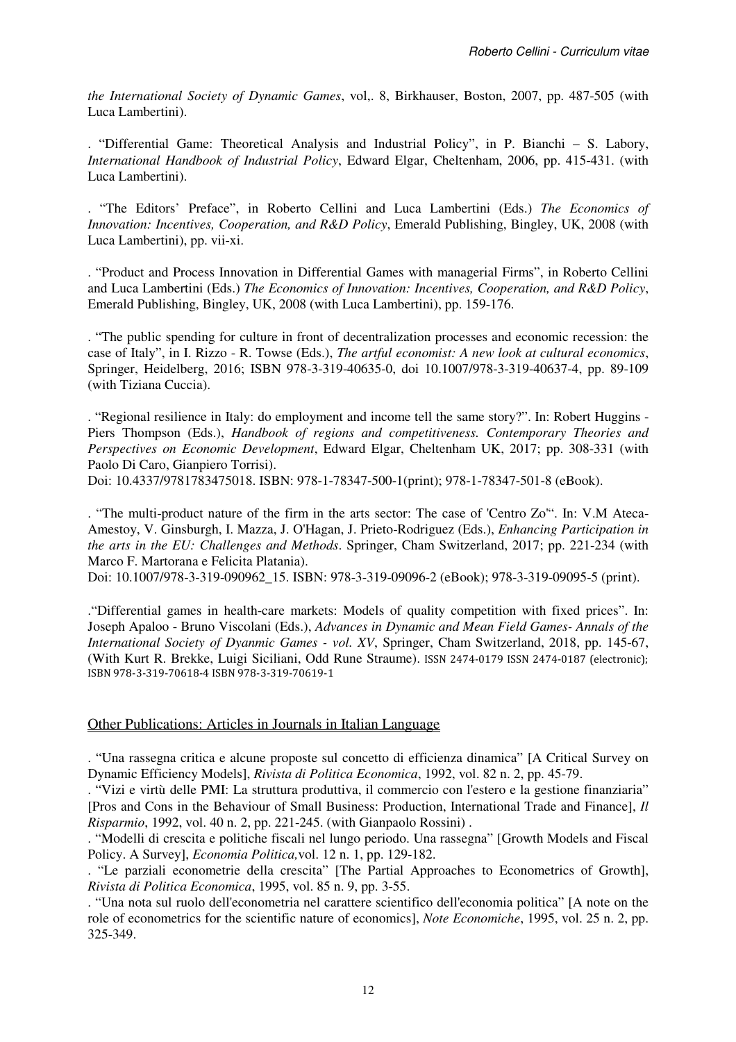*the International Society of Dynamic Games*, vol,. 8, Birkhauser, Boston, 2007, pp. 487-505 (with Luca Lambertini).

. "Differential Game: Theoretical Analysis and Industrial Policy", in P. Bianchi – S. Labory, *International Handbook of Industrial Policy*, Edward Elgar, Cheltenham, 2006, pp. 415-431. (with Luca Lambertini).

. "The Editors' Preface", in Roberto Cellini and Luca Lambertini (Eds.) *The Economics of Innovation: Incentives, Cooperation, and R&D Policy*, Emerald Publishing, Bingley, UK, 2008 (with Luca Lambertini), pp. vii-xi.

. "Product and Process Innovation in Differential Games with managerial Firms", in Roberto Cellini and Luca Lambertini (Eds.) *The Economics of Innovation: Incentives, Cooperation, and R&D Policy*, Emerald Publishing, Bingley, UK, 2008 (with Luca Lambertini), pp. 159-176.

. "The public spending for culture in front of decentralization processes and economic recession: the case of Italy", in I. Rizzo - R. Towse (Eds.), *The artful economist: A new look at cultural economics*, Springer, Heidelberg, 2016; ISBN 978-3-319-40635-0, doi 10.1007/978-3-319-40637-4, pp. 89-109 (with Tiziana Cuccia).

. "Regional resilience in Italy: do employment and income tell the same story?". In: Robert Huggins - Piers Thompson (Eds.), *Handbook of regions and competitiveness. Contemporary Theories and Perspectives on Economic Development*, Edward Elgar, Cheltenham UK, 2017; pp. 308-331 (with Paolo Di Caro, Gianpiero Torrisi).
Doi: 10.4337/9781783475018. ISBN: 978-1-78347-500-1(print); 978-1-78347-501-8 (eBook).

. "The multi-product nature of the firm in the arts sector: The case of 'Centro Zo'". In: V.M Ateca-Amestoy, V. Ginsburgh, I. Mazza, J. O'Hagan, J. Prieto-Rodriguez (Eds.), *Enhancing Participation in the arts in the EU: Challenges and Methods*. Springer, Cham Switzerland, 2017; pp. 221-234 (with Marco F. Martorana e Felicita Platania).
Doi: 10.1007/978-3-319-090962_15. ISBN: 978-3-319-09096-2 (eBook); 978-3-319-09095-5 (print).

."Differential games in health-care markets: Models of quality competition with fixed prices". In: Joseph Apaloo - Bruno Viscolani (Eds.), *Advances in Dynamic and Mean Field Games- Annals of the International Society of Dyanmic Games - vol. XV*, Springer, Cham Switzerland, 2018, pp. 145-67, (With Kurt R. Brekke, Luigi Siciliani, Odd Rune Straume). ISSN 2474-0179 ISSN 2474-0187 (electronic); ISBN 978-3-319-70618-4 ISBN 978-3-319-70619-1

## Other Publications: Articles in Journals in Italian Language

. "Una rassegna critica e alcune proposte sul concetto di efficienza dinamica" [A Critical Survey on Dynamic Efficiency Models], *Rivista di Politica Economica*, 1992, vol. 82 n. 2, pp. 45-79.
. "Vizi e virtù delle PMI: La struttura produttiva, il commercio con l'estero e la gestione finanziaria" [Pros and Cons in the Behaviour of Small Business: Production, International Trade and Finance], *Il Risparmio*, 1992, vol. 40 n. 2, pp. 221-245. (with Gianpaolo Rossini) .
. "Modelli di crescita e politiche fiscali nel lungo periodo. Una rassegna" [Growth Models and Fiscal Policy. A Survey], *Economia Politica,* vol. 12 n. 1, pp. 129-182.
. "Le parziali econometrie della crescita" [The Partial Approaches to Econometrics of Growth], *Rivista di Politica Economica*, 1995, vol. 85 n. 9, pp. 3-55.
. "Una nota sul ruolo dell'econometria nel carattere scientifico dell'economia politica" [A note on the role of econometrics for the scientific nature of economics], *Note Economiche*, 1995, vol. 25 n. 2, pp. 325-349.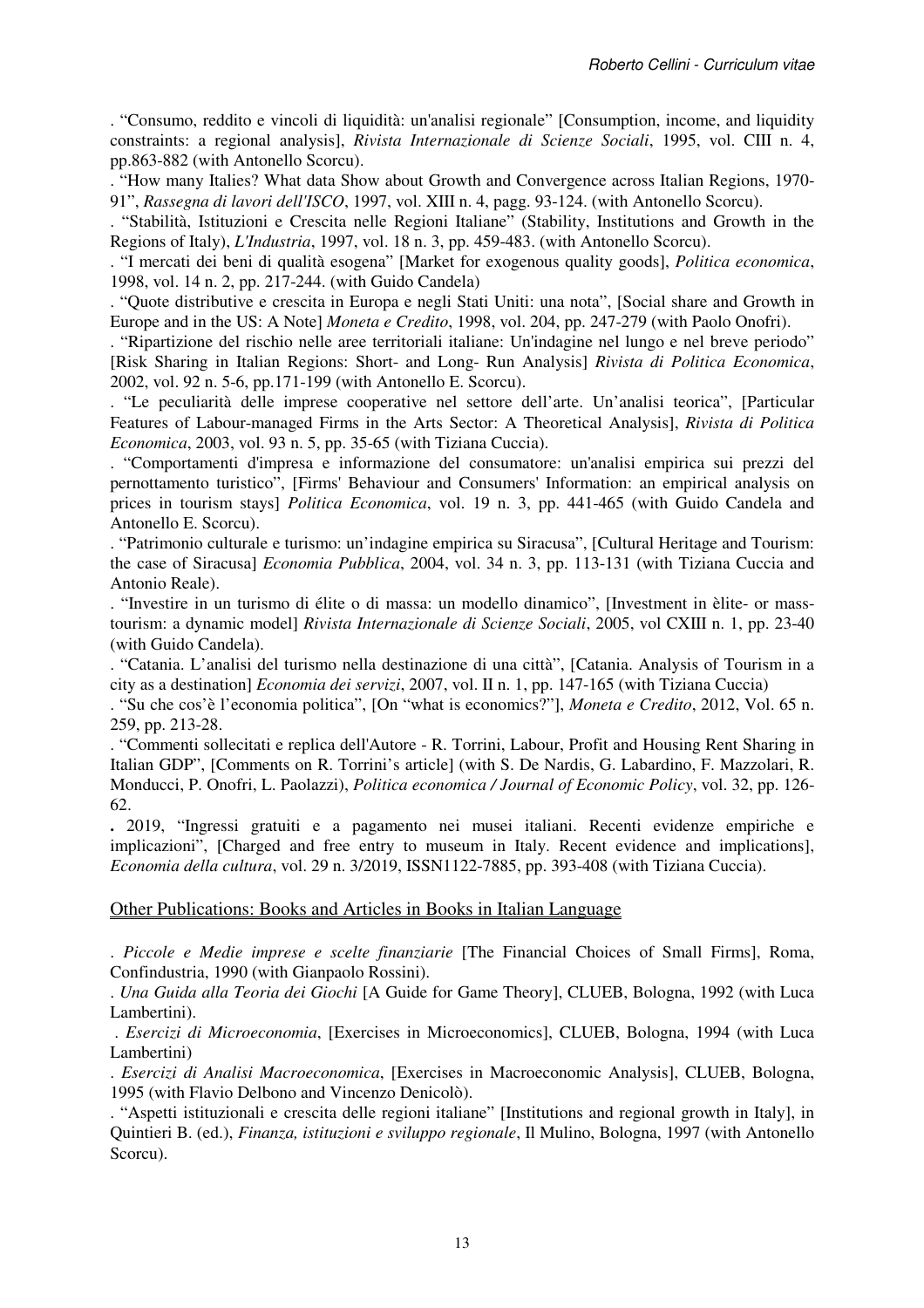. “Consumo, reddito e vincoli di liquidità: un'analisi regionale” [Consumption, income, and liquidity constraints: a regional analysis], *Rivista Internazionale di Scienze Sociali*, 1995, vol. CIII n. 4, pp.863-882 (with Antonello Scorcu).

. “How many Italies? What data Show about Growth and Convergence across Italian Regions, 1970-91”, *Rassegna di lavori dell'ISCO*, 1997, vol. XIII n. 4, pagg. 93-124. (with Antonello Scorcu).

. “Stabilità, Istituzioni e Crescita nelle Regioni Italiane” (Stability, Institutions and Growth in the Regions of Italy), *L'Industria*, 1997, vol. 18 n. 3, pp. 459-483. (with Antonello Scorcu).

. “I mercati dei beni di qualità esogena” [Market for exogenous quality goods], *Politica economica*, 1998, vol. 14 n. 2, pp. 217-244. (with Guido Candela)

. “Quote distributive e crescita in Europa e negli Stati Uniti: una nota”, [Social share and Growth in Europe and in the US: A Note] *Moneta e Credito*, 1998, vol. 204, pp. 247-279 (with Paolo Onofri).

. “Ripartizione del rischio nelle aree territoriali italiane: Un'indagine nel lungo e nel breve periodo” [Risk Sharing in Italian Regions: Short- and Long- Run Analysis] *Rivista di Politica Economica*, 2002, vol. 92 n. 5-6, pp.171-199 (with Antonello E. Scorcu).

. “Le peculiarità delle imprese cooperative nel settore dell’arte. Un’analisi teorica”, [Particular Features of Labour-managed Firms in the Arts Sector: A Theoretical Analysis], *Rivista di Politica Economica*, 2003, vol. 93 n. 5, pp. 35-65 (with Tiziana Cuccia).

. “Comportamenti d'impresa e informazione del consumatore: un'analisi empirica sui prezzi del pernottamento turistico”, [Firms' Behaviour and Consumers' Information: an empirical analysis on prices in tourism stays] *Politica Economica*, vol. 19 n. 3, pp. 441-465 (with Guido Candela and Antonello E. Scorcu).

. “Patrimonio culturale e turismo: un’indagine empirica su Siracusa”, [Cultural Heritage and Tourism: the case of Siracusa] *Economia Pubblica*, 2004, vol. 34 n. 3, pp. 113-131 (with Tiziana Cuccia and Antonio Reale).

. “Investire in un turismo di élite o di massa: un modello dinamico”, [Investment in èlite- or mass-tourism: a dynamic model] *Rivista Internazionale di Scienze Sociali*, 2005, vol CXIII n. 1, pp. 23-40 (with Guido Candela).

. “Catania. L’analisi del turismo nella destinazione di una città”, [Catania. Analysis of Tourism in a city as a destination] *Economia dei servizi*, 2007, vol. II n. 1, pp. 147-165 (with Tiziana Cuccia)

. “Su che cos’è l’economia politica”, [On “what is economics?”], *Moneta e Credito*, 2012, Vol. 65 n. 259, pp. 213-28.

. “Commenti sollecitati e replica dell'Autore - R. Torrini, Labour, Profit and Housing Rent Sharing in Italian GDP”, [Comments on R. Torrini’s article] (with S. De Nardis, G. Labardino, F. Mazzolari, R. Monducci, P. Onofri, L. Paolazzi), *Politica economica / Journal of Economic Policy*, vol. 32, pp. 126-62.

**.** 2019, “Ingressi gratuiti e a pagamento nei musei italiani. Recenti evidenze empiriche e implicazioni”, [Charged and free entry to museum in Italy. Recent evidence and implications], *Economia della cultura*, vol. 29 n. 3/2019, ISSN1122-7885, pp. 393-408 (with Tiziana Cuccia).

## Other Publications: Books and Articles in Books in Italian Language

. *Piccole e Medie imprese e scelte finanziarie* [The Financial Choices of Small Firms], Roma, Confindustria, 1990 (with Gianpaolo Rossini).

. *Una Guida alla Teoria dei Giochi* [A Guide for Game Theory], CLUEB, Bologna, 1992 (with Luca Lambertini).

. *Esercizi di Microeconomia*, [Exercises in Microeconomics], CLUEB, Bologna, 1994 (with Luca Lambertini)

. *Esercizi di Analisi Macroeconomica*, [Exercises in Macroeconomic Analysis], CLUEB, Bologna, 1995 (with Flavio Delbono and Vincenzo Denicolò).

. “Aspetti istituzionali e crescita delle regioni italiane” [Institutions and regional growth in Italy], in Quintieri B. (ed.), *Finanza, istituzioni e sviluppo regionale*, Il Mulino, Bologna, 1997 (with Antonello Scorcu).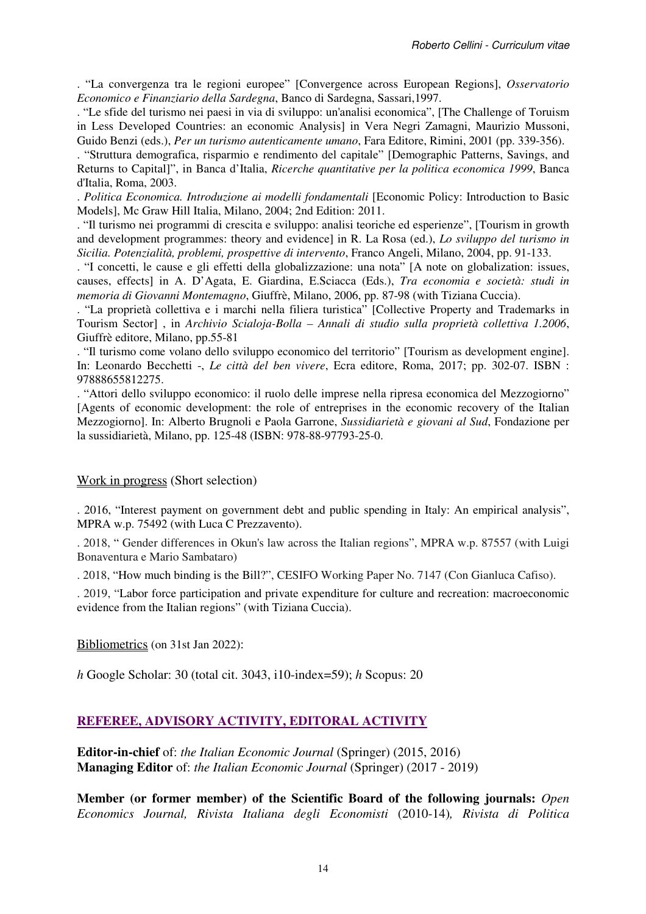. "La convergenza tra le regioni europee" [Convergence across European Regions], *Osservatorio Economico e Finanziario della Sardegna*, Banco di Sardegna, Sassari,1997.

. "Le sfide del turismo nei paesi in via di sviluppo: un'analisi economica", [The Challenge of Toruism in Less Developed Countries: an economic Analysis] in Vera Negri Zamagni, Maurizio Mussoni, Guido Benzi (eds.), *Per un turismo autenticamente umano*, Fara Editore, Rimini, 2001 (pp. 339-356).

. "Struttura demografica, risparmio e rendimento del capitale" [Demographic Patterns, Savings, and Returns to Capital]", in Banca d'Italia, *Ricerche quantitative per la politica economica 1999*, Banca d'Italia, Roma, 2003.

. *Politica Economica. Introduzione ai modelli fondamentali* [Economic Policy: Introduction to Basic Models], Mc Graw Hill Italia, Milano, 2004; 2nd Edition: 2011.

. "Il turismo nei programmi di crescita e sviluppo: analisi teoriche ed esperienze", [Tourism in growth and development programmes: theory and evidence] in R. La Rosa (ed.), *Lo sviluppo del turismo in Sicilia. Potenzialità, problemi, prospettive di intervento*, Franco Angeli, Milano, 2004, pp. 91-133.

. "I concetti, le cause e gli effetti della globalizzazione: una nota" [A note on globalization: issues, causes, effects] in A. D'Agata, E. Giardina, E.Sciacca (Eds.), *Tra economia e società: studi in memoria di Giovanni Montemagno*, Giuffrè, Milano, 2006, pp. 87-98 (with Tiziana Cuccia).

. "La proprietà collettiva e i marchi nella filiera turistica" [Collective Property and Trademarks in Tourism Sector] , in *Archivio Scialoja-Bolla – Annali di studio sulla proprietà collettiva 1.2006*, Giuffrè editore, Milano, pp.55-81

. "Il turismo come volano dello sviluppo economico del territorio" [Tourism as development engine]. In: Leonardo Becchetti -, *Le città del ben vivere*, Ecra editore, Roma, 2017; pp. 302-07. ISBN : 97888655812275.

. "Attori dello sviluppo economico: il ruolo delle imprese nella ripresa economica del Mezzogiorno" [Agents of economic development: the role of entreprises in the economic recovery of the Italian Mezzogiorno]. In: Alberto Brugnoli e Paola Garrone, *Sussidiarietà e giovani al Sud*, Fondazione per la sussidiarietà, Milano, pp. 125-48 (ISBN: 978-88-97793-25-0.

<u>Work in progress</u> (Short selection)

. 2016, "Interest payment on government debt and public spending in Italy: An empirical analysis", MPRA w.p. 75492 (with Luca C Prezzavento).

. 2018, " Gender differences in Okun's law across the Italian regions", MPRA w.p. 87557 (with Luigi Bonaventura e Mario Sambataro)

. 2018, "How much binding is the Bill?", CESIFO Working Paper No. 7147 (Con Gianluca Cafiso).

. 2019, "Labor force participation and private expenditure for culture and recreation: macroeconomic evidence from the Italian regions" (with Tiziana Cuccia).

<u>Bibliometrics</u> (on 31st Jan 2022):

*h* Google Scholar: 30 (total cit. 3043, i10-index=59); *h* Scopus: 20

## REFEREE, ADVISORY ACTIVITY, EDITORAL ACTIVITY

**Editor-in-chief** of: *the Italian Economic Journal* (Springer) (2015, 2016)
**Managing Editor** of: *the Italian Economic Journal* (Springer) (2017 - 2019)

**Member (or former member) of the Scientific Board of the following journals:** *Open Economics Journal, Rivista Italiana degli Economisti* (2010-14)*, Rivista di Politica*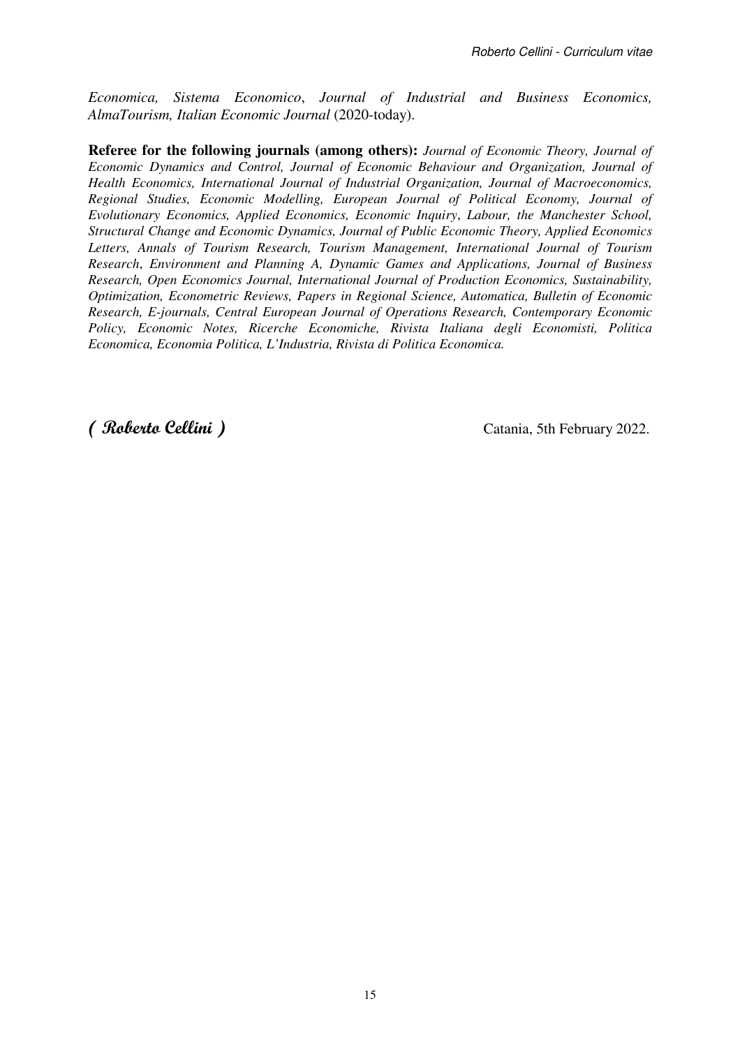*Economica, Sistema Economico*, *Journal of Industrial and Business Economics, AlmaTourism, Italian Economic Journal* (2020-today).

**Referee for the following journals (among others):** *Journal of Economic Theory, Journal of Economic Dynamics and Control, Journal of Economic Behaviour and Organization, Journal of Health Economics, International Journal of Industrial Organization, Journal of Macroeconomics, Regional Studies, Economic Modelling, European Journal of Political Economy, Journal of Evolutionary Economics, Applied Economics, Economic Inquiry*, *Labour, the Manchester School, Structural Change and Economic Dynamics, Journal of Public Economic Theory, Applied Economics Letters, Annals of Tourism Research, Tourism Management, International Journal of Tourism Research*, *Environment and Planning A, Dynamic Games and Applications, Journal of Business Research, Open Economics Journal, International Journal of Production Economics, Sustainability, Optimization, Econometric Reviews, Papers in Regional Science, Automatica, Bulletin of Economic Research, E-journals, Central European Journal of Operations Research, Contemporary Economic Policy, Economic Notes, Ricerche Economiche, Rivista Italiana degli Economisti, Politica Economica, Economia Politica, L'Industria, Rivista di Politica Economica.*

***( Roberto Cellini )*** Catania, 5th February 2022.